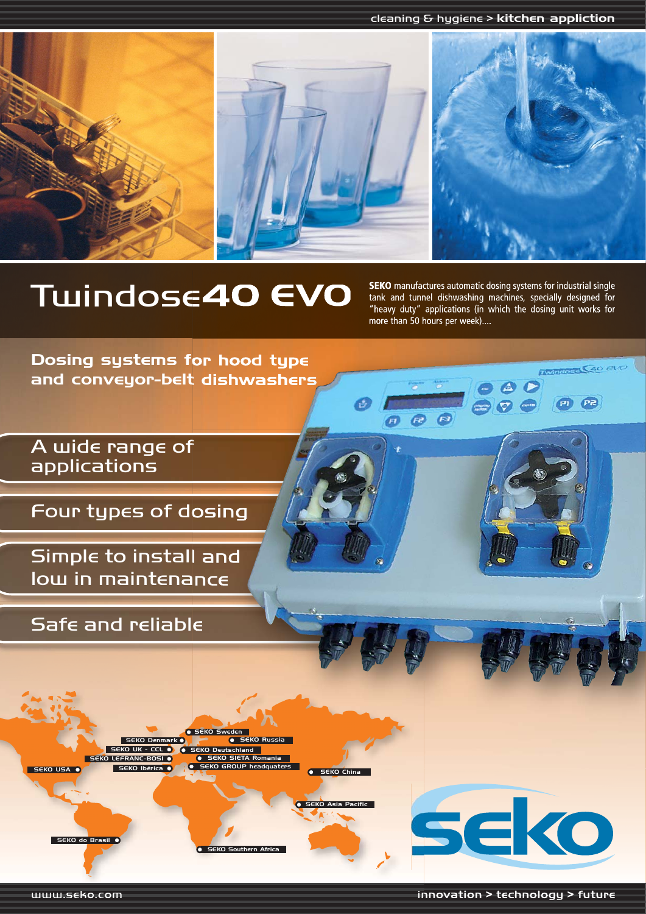cleaning & hygiene > **kitchen appliction**

# Twindose40 EVO

**SEKO** manufactures automatic dosing systems for industrial single tank and tunnel dishwashing machines, specially designed for "heavy duty" applications (in which the dosing unit works for more than 50 hours per week)....

## Dosing systems for hood type and conveyor-belt dishwashers

- A wide range of applications
- Four types of dosing
- Simple to install and low in maintenance
- Safe and reliable

SEKO USA
SEKO Denmark
SEKO UK - CCL
SEKO LEFRANC-BOSI
SEKO Ibérica
SEKO Sweden
SEKO Russia
SEKO Deutschland
SEKO SIETA Romania
SEKO GROUP headquaters
SEKO China
SEKO Asia Pacific
SEKO do Brasil
SEKO Southern Africa

seko

www.seko.com

innovation > technology > future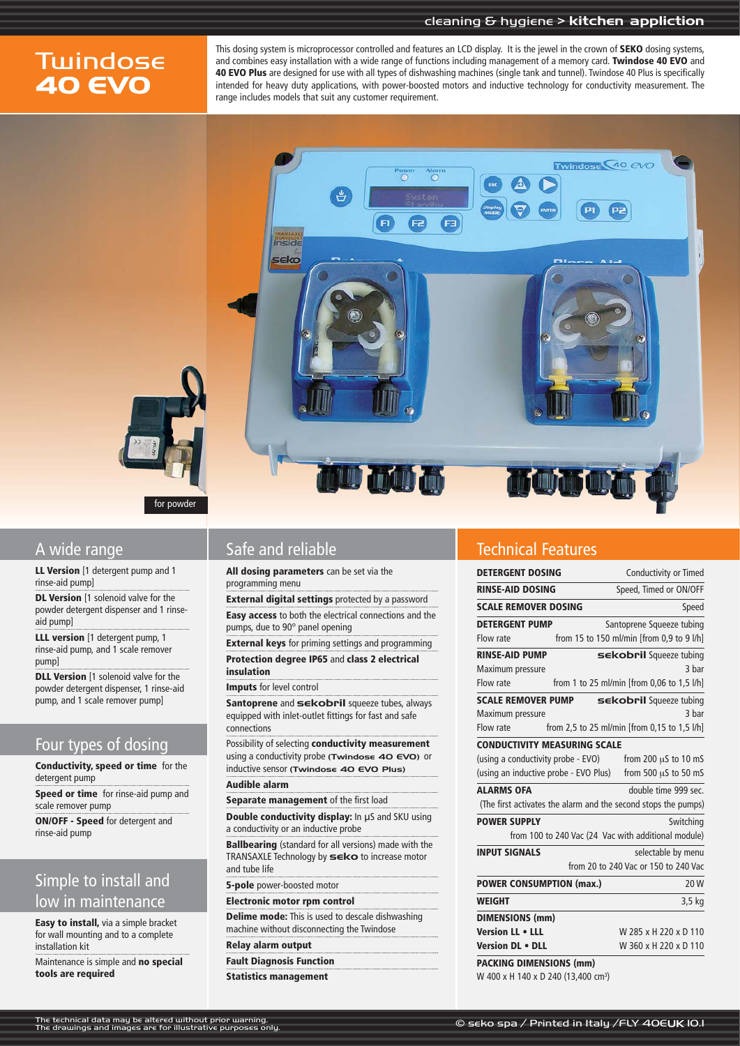# Twindose 40 EVO

This dosing system is microprocessor controlled and features an LCD display. It is the jewel in the crown of **SEKO** dosing systems, and combines easy installation with a wide range of functions including management of a memory card. **Twindose 40 EVO** and **40 EVO Plus** are designed for use with all types of dishwashing machines (single tank and tunnel). Twindose 40 Plus is specifically intended for heavy duty applications, with power-boosted motors and inductive technology for conductivity measurement. The range includes models that suit any customer requirement.

for powder

## A wide range

**LL Version** [1 detergent pump and 1 rinse-aid pump]

**DL Version** [1 solenoid valve for the powder detergent dispenser and 1 rinse-aid pump]

**LLL version** [1 detergent pump, 1 rinse-aid pump, and 1 scale remover pump]

**DLL Version** [1 solenoid valve for the powder detergent dispenser, 1 rinse-aid pump, and 1 scale remover pump]

## Four types of dosing

**Conductivity, speed or time** for the detergent pump

**Speed or time** for rinse-aid pump and scale remover pump

**ON/OFF - Speed** for detergent and rinse-aid pump

## Simple to install and low in maintenance

**Easy to install,** via a simple bracket for wall mounting and to a complete installation kit

Maintenance is simple and **no special tools are required**

## Safe and reliable

**All dosing parameters** can be set via the programming menu

**External digital settings** protected by a password

**Easy access** to both the electrical connections and the pumps, due to 90° panel opening

**External keys** for priming settings and programming

**Protection degree IP65** and **class 2 electrical insulation**

**Imputs** for level control

**Santoprene** and **sekobril** squeeze tubes, always equipped with inlet-outlet fittings for fast and safe connections

Possibility of selecting **conductivity measurement** using a conductivity probe **(Twindose 40 EVO)** or inductive sensor **(Twindose 40 EVO Plus)**

**Audible alarm**

**Separate management** of the first load

**Double conductivity display:** In µS and SKU using a conductivity or an inductive probe

**Ballbearing** (standard for all versions) made with the TRANSAXLE Technology by **seko** to increase motor and tube life

**5-pole** power-boosted motor

**Electronic motor rpm control**

**Delime mode:** This is used to descale dishwashing machine without disconnecting the Twindose

**Relay alarm output**

**Fault Diagnosis Function**

**Statistics management**

## Technical Features

| | |
|---|---|
| **DETERGENT DOSING** | Conductivity or Timed |
| **RINSE-AID DOSING** | Speed, Timed or ON/OFF |
| **SCALE REMOVER DOSING** | Speed |
| **DETERGENT PUMP** | Santoprene Squeeze tubing |
| Flow rate | from 15 to 150 ml/min [from 0,9 to 9 l/h] |
| **RINSE-AID PUMP** | **sekobril** Squeeze tubing |
| Maximum pressure | 3 bar |
| Flow rate | from 1 to 25 ml/min [from 0,06 to 1,5 l/h] |
| **SCALE REMOVER PUMP** | **sekobril** Squeeze tubing |
| Maximum pressure | 3 bar |
| Flow rate | from 2,5 to 25 ml/min [from 0,15 to 1,5 l/h] |
| **CONDUCTIVITY MEASURING SCALE** | |
| (using a conductivity probe - EVO) | from 200 µS to 10 mS |
| (using an inductive probe - EVO Plus) | from 500 µS to 50 mS |
| **ALARMS OFA** | double time 999 sec. |
| (The first activates the alarm and the second stops the pumps) | |
| **POWER SUPPLY** | Switching |
| | from 100 to 240 Vac (24 Vac with additional module) |
| **INPUT SIGNALS** | selectable by menu |
| | from 20 to 240 Vac or 150 to 240 Vac |
| **POWER CONSUMPTION (max.)** | 20 W |
| **WEIGHT** | 3,5 kg |
| **DIMENSIONS (mm)** | |
| **Version LL • LLL** | W 285 x H 220 x D 110 |
| **Version DL • DLL** | W 360 x H 220 x D 110 |
| **PACKING DIMENSIONS (mm)** | |
| W 400 x H 140 x D 240 (13,400 cm³) | |

The technical data may be altered without prior warning.
The drawings and images are for illustrative purposes only.

© seko spa / Printed in Italy /FLY 40EUK 10.1